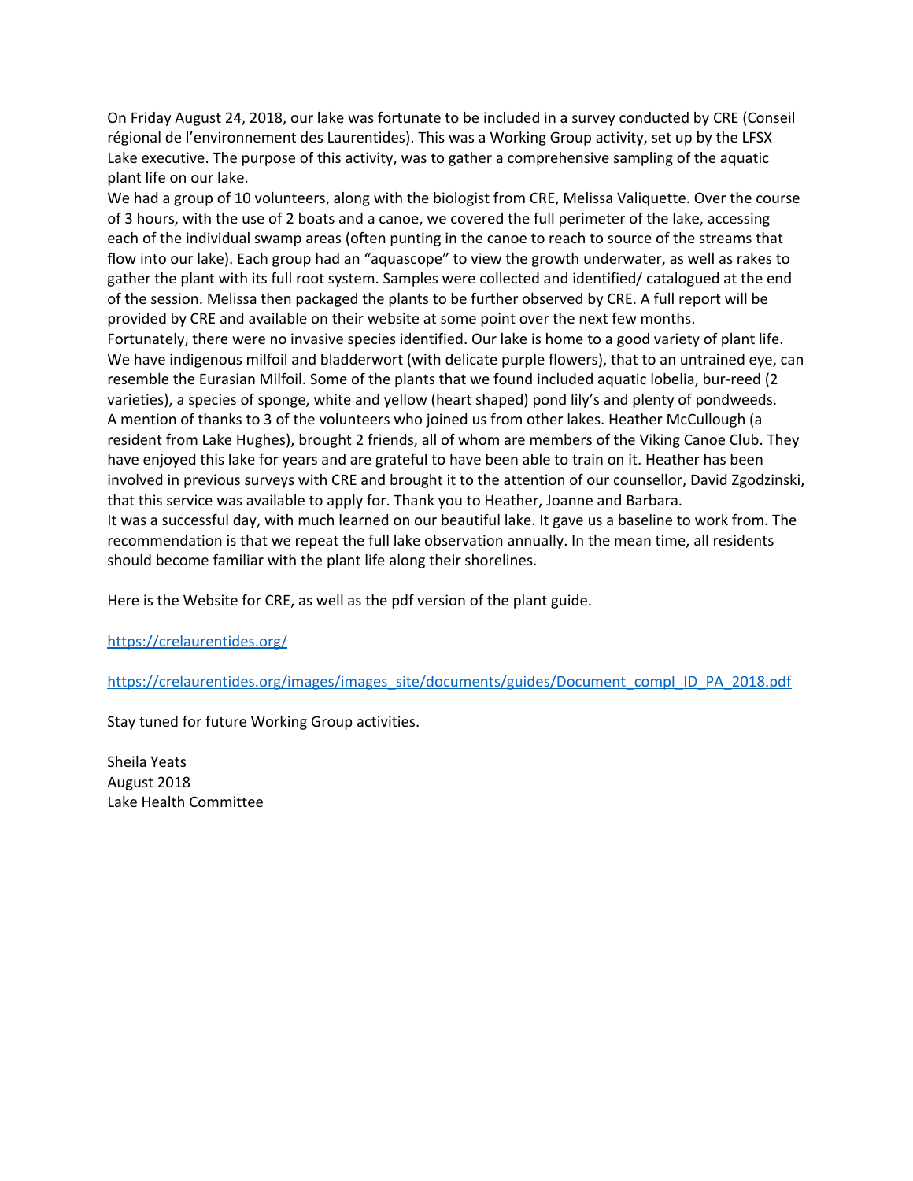On Friday August 24, 2018, our lake was fortunate to be included in a survey conducted by CRE (Conseil régional de l'environnement des Laurentides). This was a Working Group activity, set up by the LFSX Lake executive. The purpose of this activity, was to gather a comprehensive sampling of the aquatic plant life on our lake.

We had a group of 10 volunteers, along with the biologist from CRE, Melissa Valiquette. Over the course of 3 hours, with the use of 2 boats and a canoe, we covered the full perimeter of the lake, accessing each of the individual swamp areas (often punting in the canoe to reach to source of the streams that flow into our lake). Each group had an "aquascope" to view the growth underwater, as well as rakes to gather the plant with its full root system. Samples were collected and identified/ catalogued at the end of the session. Melissa then packaged the plants to be further observed by CRE. A full report will be provided by CRE and available on their website at some point over the next few months.

Fortunately, there were no invasive species identified. Our lake is home to a good variety of plant life. We have indigenous milfoil and bladderwort (with delicate purple flowers), that to an untrained eye, can resemble the Eurasian Milfoil. Some of the plants that we found included aquatic lobelia, bur-reed (2 varieties), a species of sponge, white and yellow (heart shaped) pond lily's and plenty of pondweeds.

A mention of thanks to 3 of the volunteers who joined us from other lakes. Heather McCullough (a resident from Lake Hughes), brought 2 friends, all of whom are members of the Viking Canoe Club. They have enjoyed this lake for years and are grateful to have been able to train on it. Heather has been involved in previous surveys with CRE and brought it to the attention of our counsellor, David Zgodzinski, that this service was available to apply for. Thank you to Heather, Joanne and Barbara.

It was a successful day, with much learned on our beautiful lake. It gave us a baseline to work from. The recommendation is that we repeat the full lake observation annually. In the mean time, all residents should become familiar with the plant life along their shorelines.

Here is the Website for CRE, as well as the pdf version of the plant guide.

https://crelaurentides.org/

https://crelaurentides.org/images/images_site/documents/guides/Document_compl_ID_PA_2018.pdf

Stay tuned for future Working Group activities.

Sheila Yeats  
August 2018  
Lake Health Committee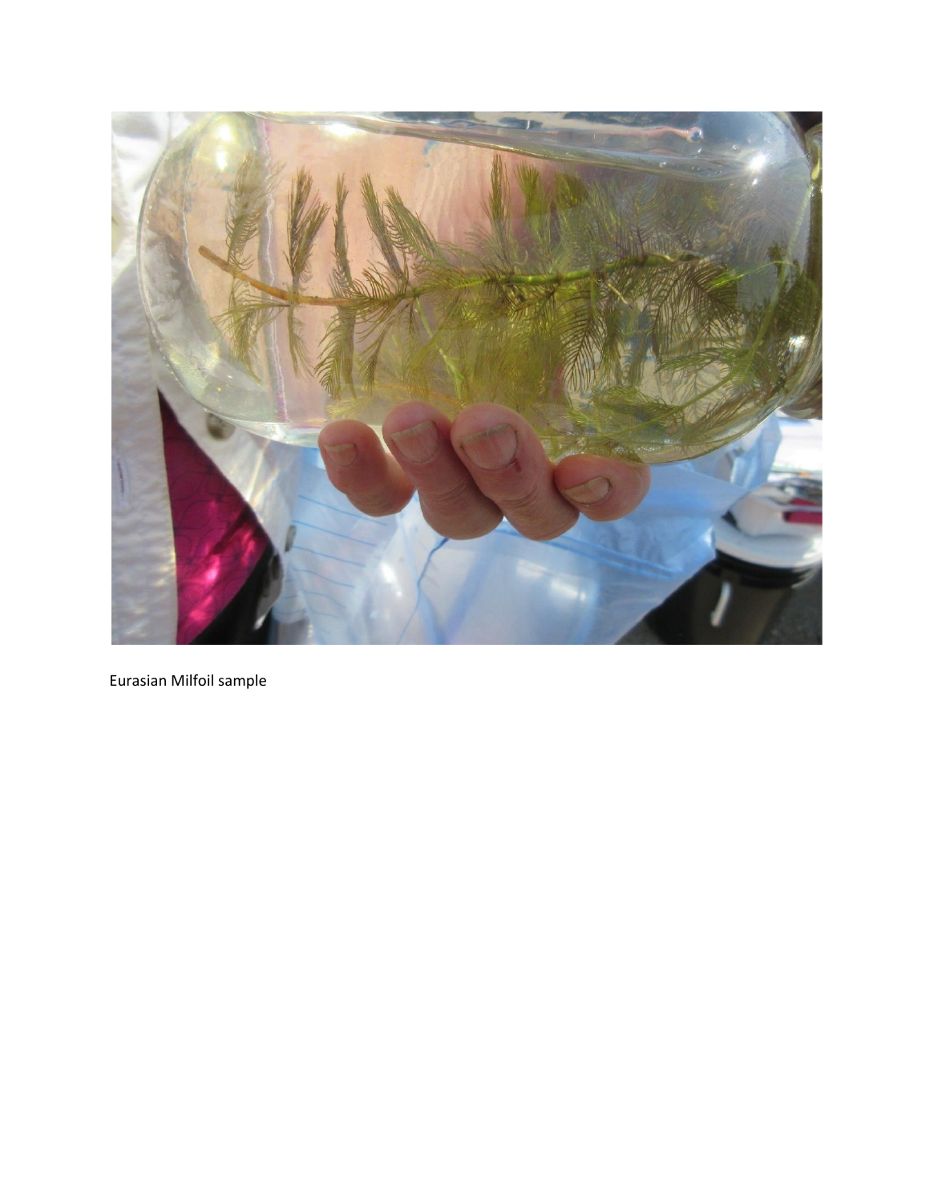Eurasian Milfoil sample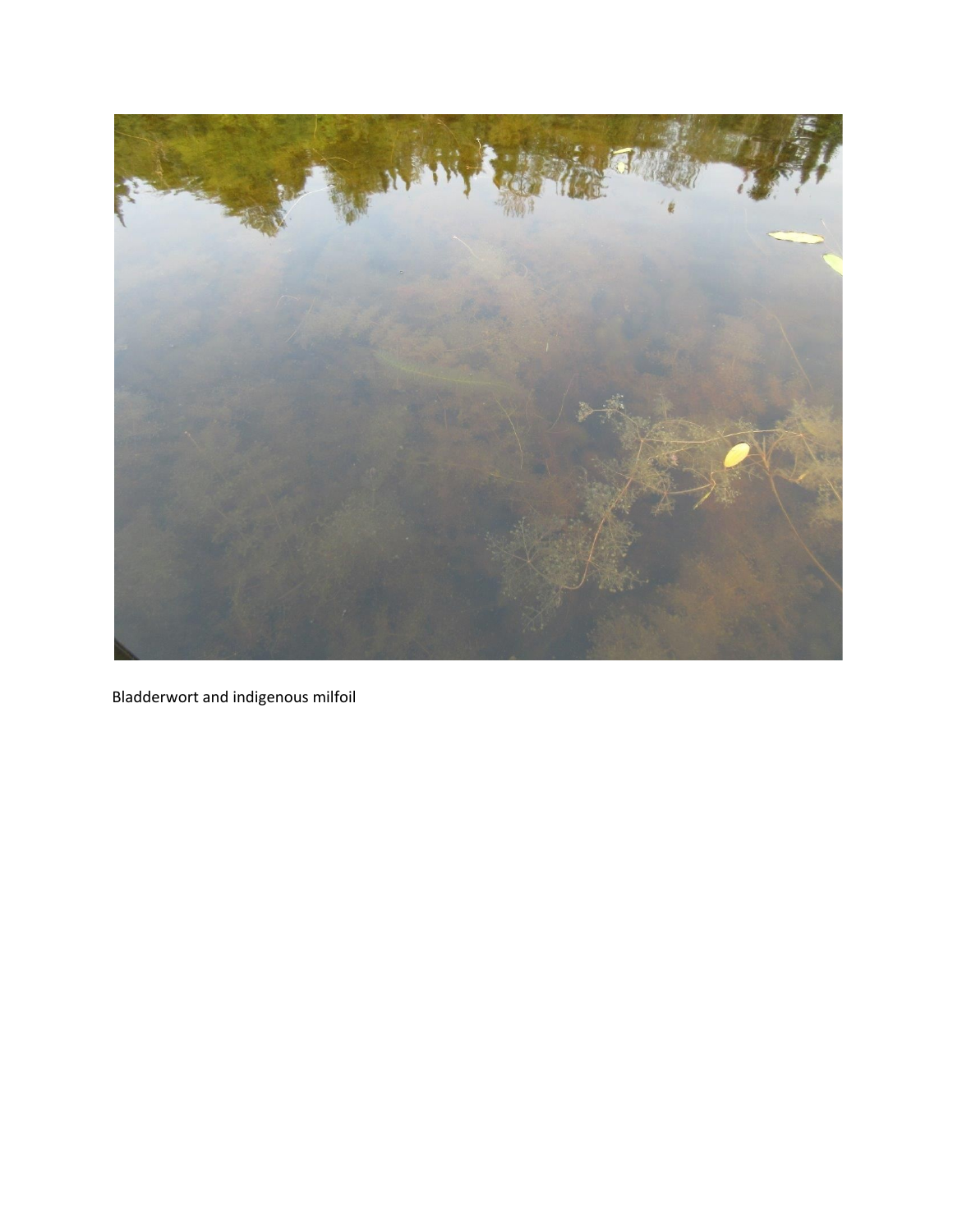Bladderwort and indigenous milfoil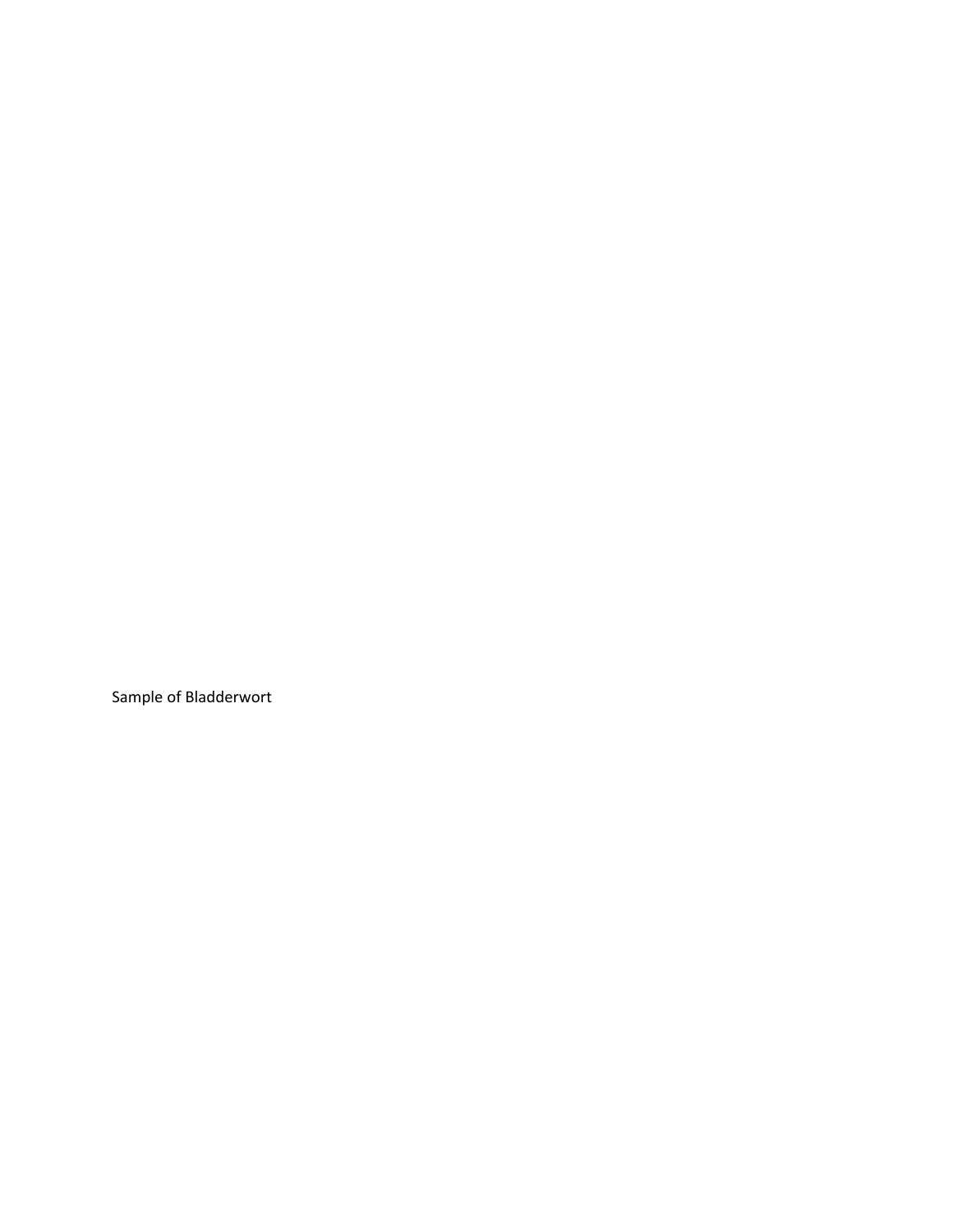Sample of Bladderwort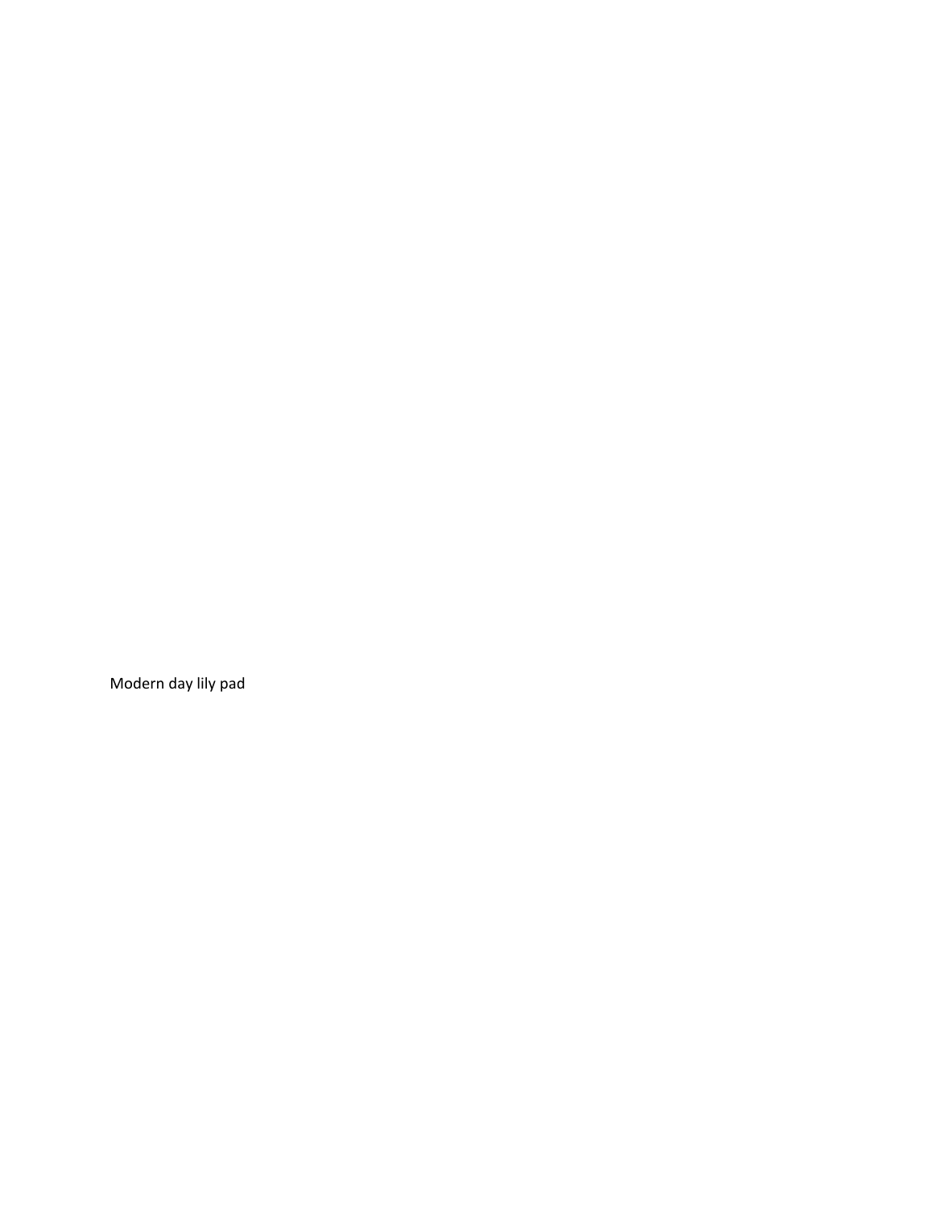Modern day lily pad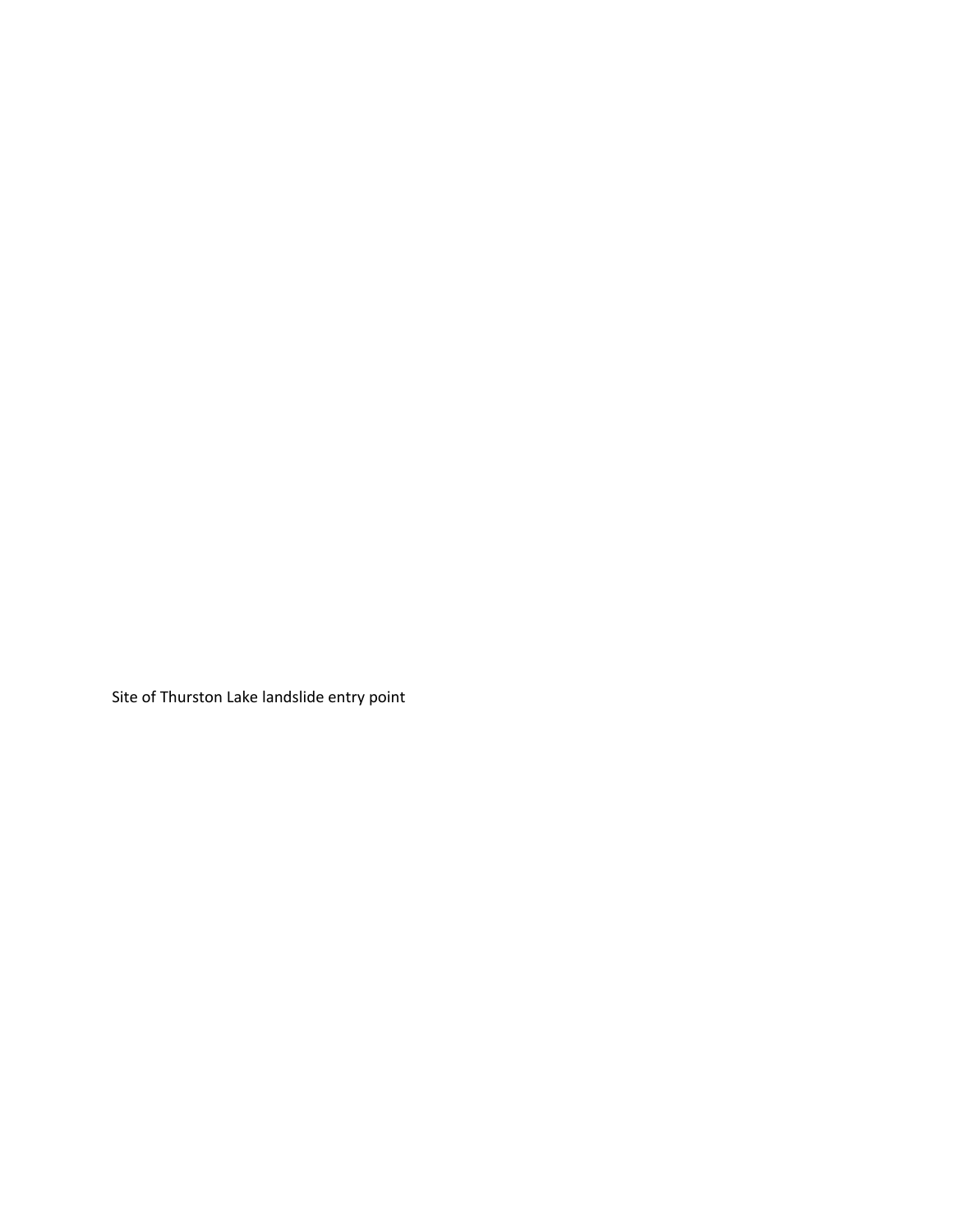Site of Thurston Lake landslide entry point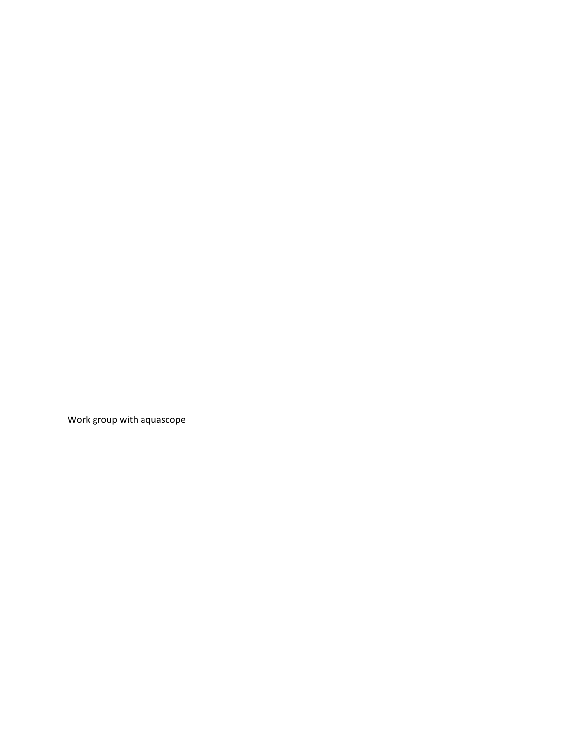Work group with aquascope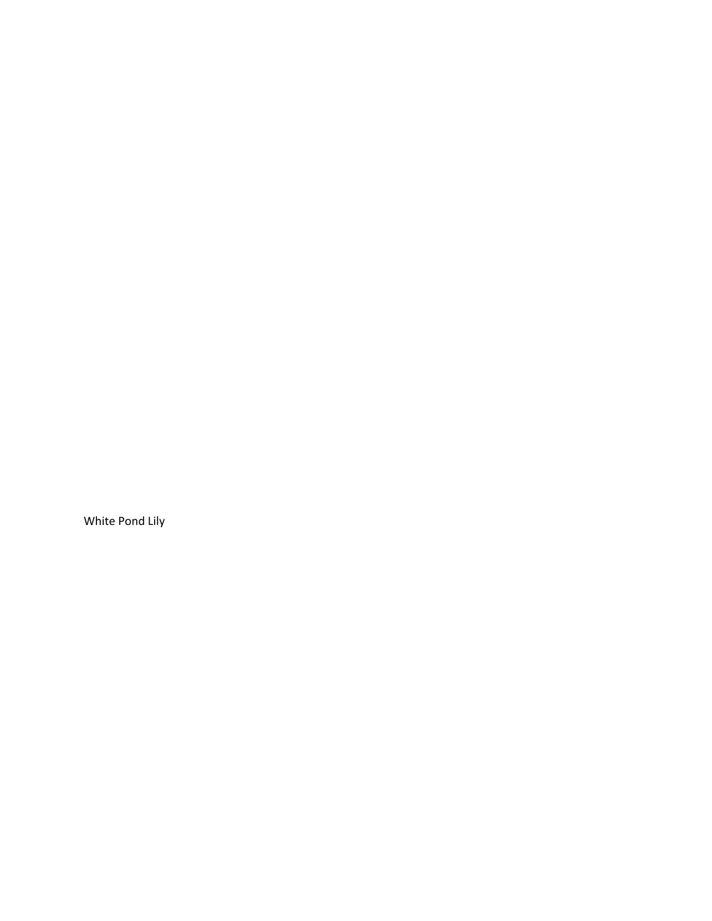White Pond Lily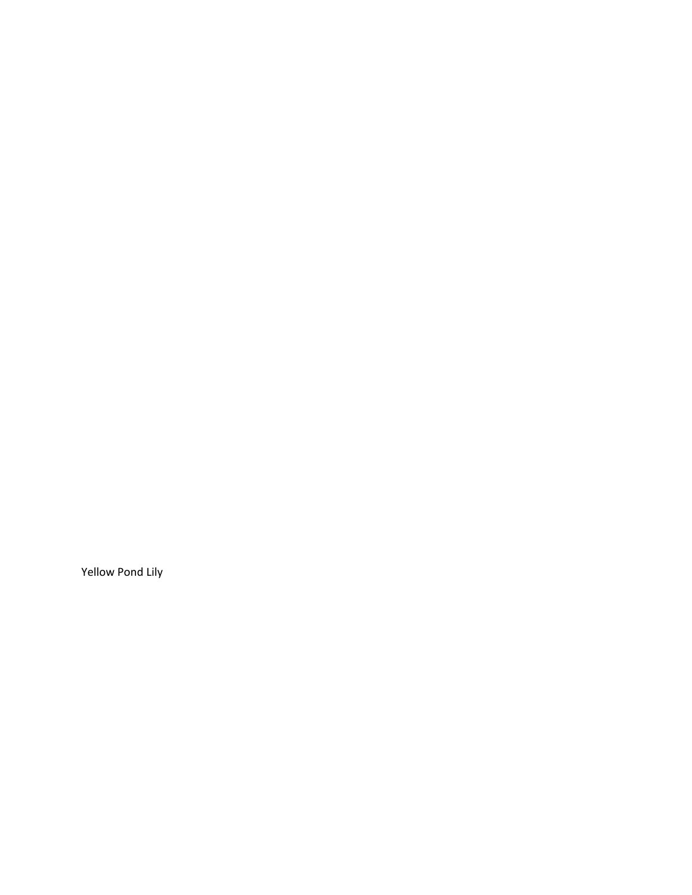Yellow Pond Lily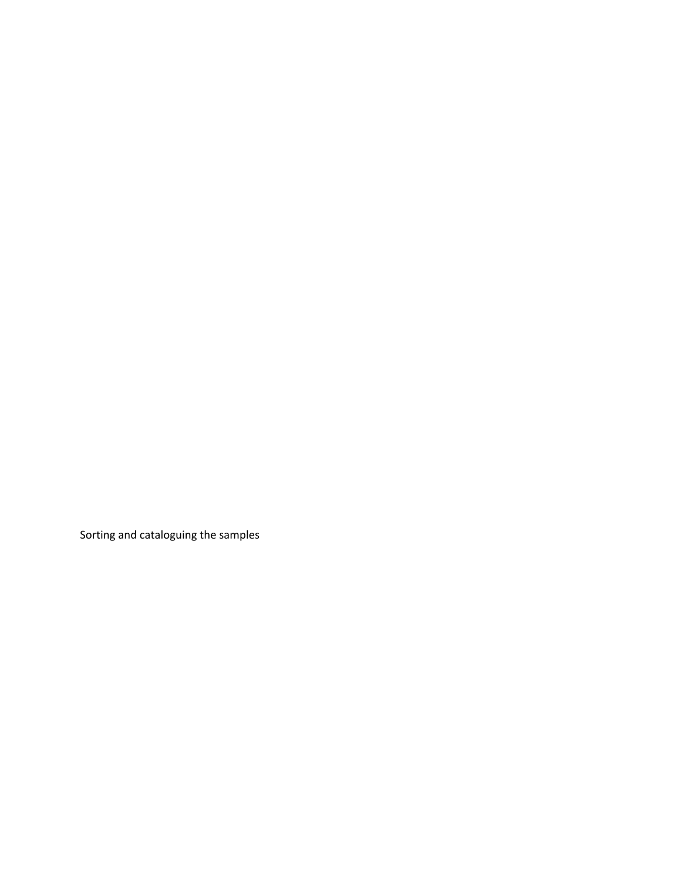Sorting and cataloguing the samples